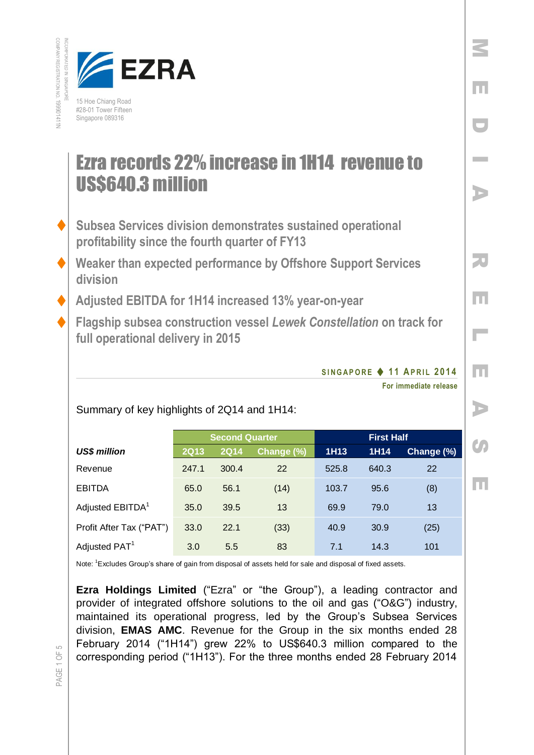EZRA

15 Hoe Chiang Road
#28-01 Tower Fifteen
Singapore 089316

INCORPORATED IN SINGAPORE
COMPANY REGISTRATION NO. 199901411N

MEDIA RELEASE

# Ezra records 22% increase in 1H14 revenue to US$640.3 million

- Subsea Services division demonstrates sustained operational profitability since the fourth quarter of FY13
- Weaker than expected performance by Offshore Support Services division
- Adjusted EBITDA for 1H14 increased 13% year-on-year
- Flagship subsea construction vessel *Lewek Constellation* on track for full operational delivery in 2014

**SINGAPORE ♦ 11 APRIL 2014**

**For immediate release**

Summary of key highlights of 2Q14 and 1H14:

| | Second Quarter | | | First Half | | |
|---|---|---|---|---|---|---|
| ***US$ million*** | **2Q13** | **2Q14** | **Change (%)** | **1H13** | **1H14** | **Change (%)** |
| Revenue | 247.1 | 300.4 | 22 | 525.8 | 640.3 | 22 |
| EBITDA | 65.0 | 56.1 | (14) | 103.7 | 95.6 | (8) |
| Adjusted EBITDA[1] | 35.0 | 39.5 | 13 | 69.9 | 79.0 | 13 |
| Profit After Tax ("PAT") | 33.0 | 22.1 | (33) | 40.9 | 30.9 | (25) |
| Adjusted PAT[1] | 3.0 | 5.5 | 83 | 7.1 | 14.3 | 101 |

Note: [1]Excludes Group's share of gain from disposal of assets held for sale and disposal of fixed assets.

**Ezra Holdings Limited** ("Ezra" or "the Group"), a leading contractor and provider of integrated offshore solutions to the oil and gas ("O&G") industry, maintained its operational progress, led by the Group's Subsea Services division, **EMAS AMC**. Revenue for the Group in the six months ended 28 February 2014 ("1H14") grew 22% to US$640.3 million compared to the corresponding period ("1H13"). For the three months ended 28 February 2014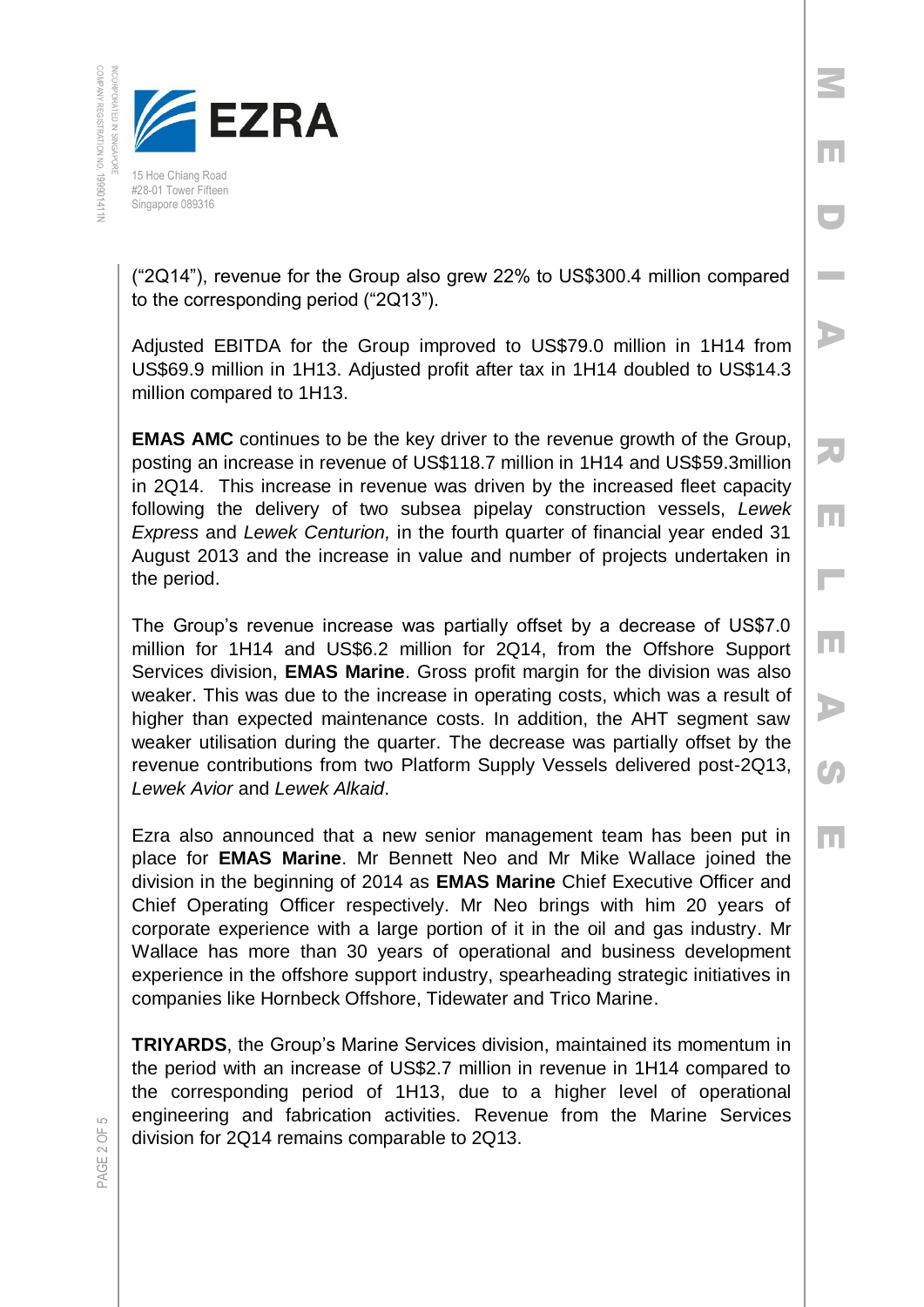("2Q14"), revenue for the Group also grew 22% to US$300.4 million compared to the corresponding period ("2Q13").

Adjusted EBITDA for the Group improved to US$79.0 million in 1H14 from US$69.9 million in 1H13. Adjusted profit after tax in 1H14 doubled to US$14.3 million compared to 1H13.

**EMAS AMC** continues to be the key driver to the revenue growth of the Group, posting an increase in revenue of US$118.7 million in 1H14 and US$59.3million in 2Q14. This increase in revenue was driven by the increased fleet capacity following the delivery of two subsea pipelay construction vessels, *Lewek Express* and *Lewek Centurion,* in the fourth quarter of financial year ended 31 August 2013 and the increase in value and number of projects undertaken in the period.

The Group's revenue increase was partially offset by a decrease of US$7.0 million for 1H14 and US$6.2 million for 2Q14, from the Offshore Support Services division, **EMAS Marine**. Gross profit margin for the division was also weaker. This was due to the increase in operating costs, which was a result of higher than expected maintenance costs. In addition, the AHT segment saw weaker utilisation during the quarter. The decrease was partially offset by the revenue contributions from two Platform Supply Vessels delivered post-2Q13, *Lewek Avior* and *Lewek Alkaid*.

Ezra also announced that a new senior management team has been put in place for **EMAS Marine**. Mr Bennett Neo and Mr Mike Wallace joined the division in the beginning of 2014 as **EMAS Marine** Chief Executive Officer and Chief Operating Officer respectively. Mr Neo brings with him 20 years of corporate experience with a large portion of it in the oil and gas industry. Mr Wallace has more than 30 years of operational and business development experience in the offshore support industry, spearheading strategic initiatives in companies like Hornbeck Offshore, Tidewater and Trico Marine.

**TRIYARDS**, the Group's Marine Services division, maintained its momentum in the period with an increase of US$2.7 million in revenue in 1H14 compared to the corresponding period of 1H13, due to a higher level of operational engineering and fabrication activities. Revenue from the Marine Services division for 2Q14 remains comparable to 2Q13.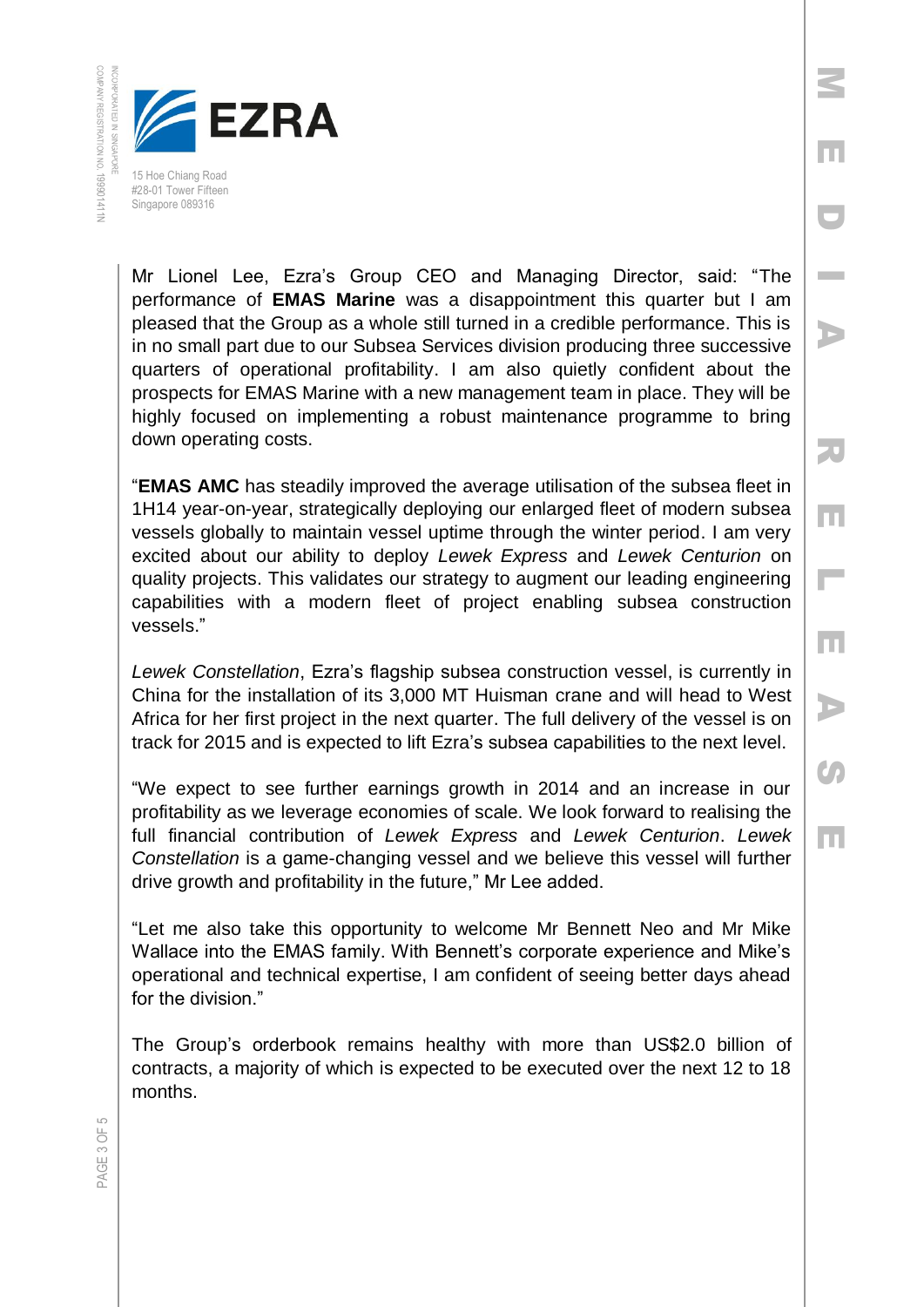Mr Lionel Lee, Ezra's Group CEO and Managing Director, said: "The performance of **EMAS Marine** was a disappointment this quarter but I am pleased that the Group as a whole still turned in a credible performance. This is in no small part due to our Subsea Services division producing three successive quarters of operational profitability. I am also quietly confident about the prospects for EMAS Marine with a new management team in place. They will be highly focused on implementing a robust maintenance programme to bring down operating costs.

"**EMAS AMC** has steadily improved the average utilisation of the subsea fleet in 1H14 year-on-year, strategically deploying our enlarged fleet of modern subsea vessels globally to maintain vessel uptime through the winter period. I am very excited about our ability to deploy *Lewek Express* and *Lewek Centurion* on quality projects. This validates our strategy to augment our leading engineering capabilities with a modern fleet of project enabling subsea construction vessels."

*Lewek Constellation*, Ezra's flagship subsea construction vessel, is currently in China for the installation of its 3,000 MT Huisman crane and will head to West Africa for her first project in the next quarter. The full delivery of the vessel is on track for 2015 and is expected to lift Ezra's subsea capabilities to the next level.

"We expect to see further earnings growth in 2014 and an increase in our profitability as we leverage economies of scale. We look forward to realising the full financial contribution of *Lewek Express* and *Lewek Centurion*. *Lewek Constellation* is a game-changing vessel and we believe this vessel will further drive growth and profitability in the future," Mr Lee added.

"Let me also take this opportunity to welcome Mr Bennett Neo and Mr Mike Wallace into the EMAS family. With Bennett's corporate experience and Mike's operational and technical expertise, I am confident of seeing better days ahead for the division."

The Group's orderbook remains healthy with more than US$2.0 billion of contracts, a majority of which is expected to be executed over the next 12 to 18 months.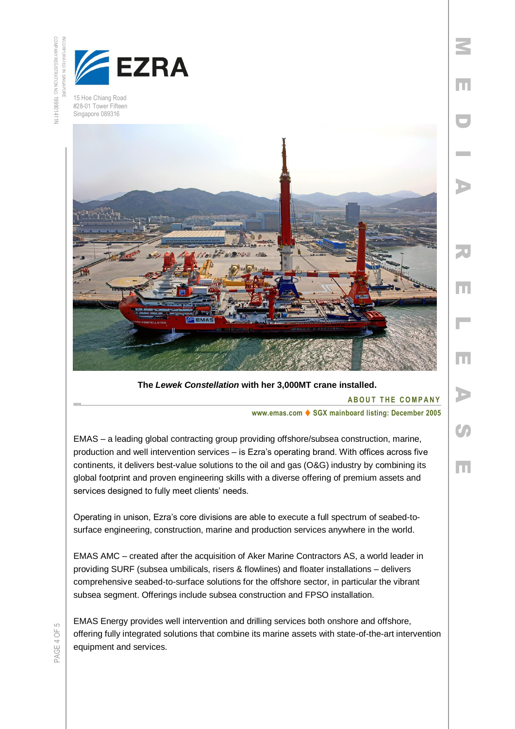The *Lewek Constellation* with her 3,000MT crane installed.

## ABOUT THE COMPANY

**www.emas.com ♦ SGX mainboard listing: December 2005**

EMAS – a leading global contracting group providing offshore/subsea construction, marine, production and well intervention services – is Ezra's operating brand. With offices across five continents, it delivers best-value solutions to the oil and gas (O&G) industry by combining its global footprint and proven engineering skills with a diverse offering of premium assets and services designed to fully meet clients' needs.

Operating in unison, Ezra's core divisions are able to execute a full spectrum of seabed-to-surface engineering, construction, marine and production services anywhere in the world.

EMAS AMC – created after the acquisition of Aker Marine Contractors AS, a world leader in providing SURF (subsea umbilicals, risers & flowlines) and floater installations – delivers comprehensive seabed-to-surface solutions for the offshore sector, in particular the vibrant subsea segment. Offerings include subsea construction and FPSO installation.

EMAS Energy provides well intervention and drilling services both onshore and offshore, offering fully integrated solutions that combine its marine assets with state-of-the-art intervention equipment and services.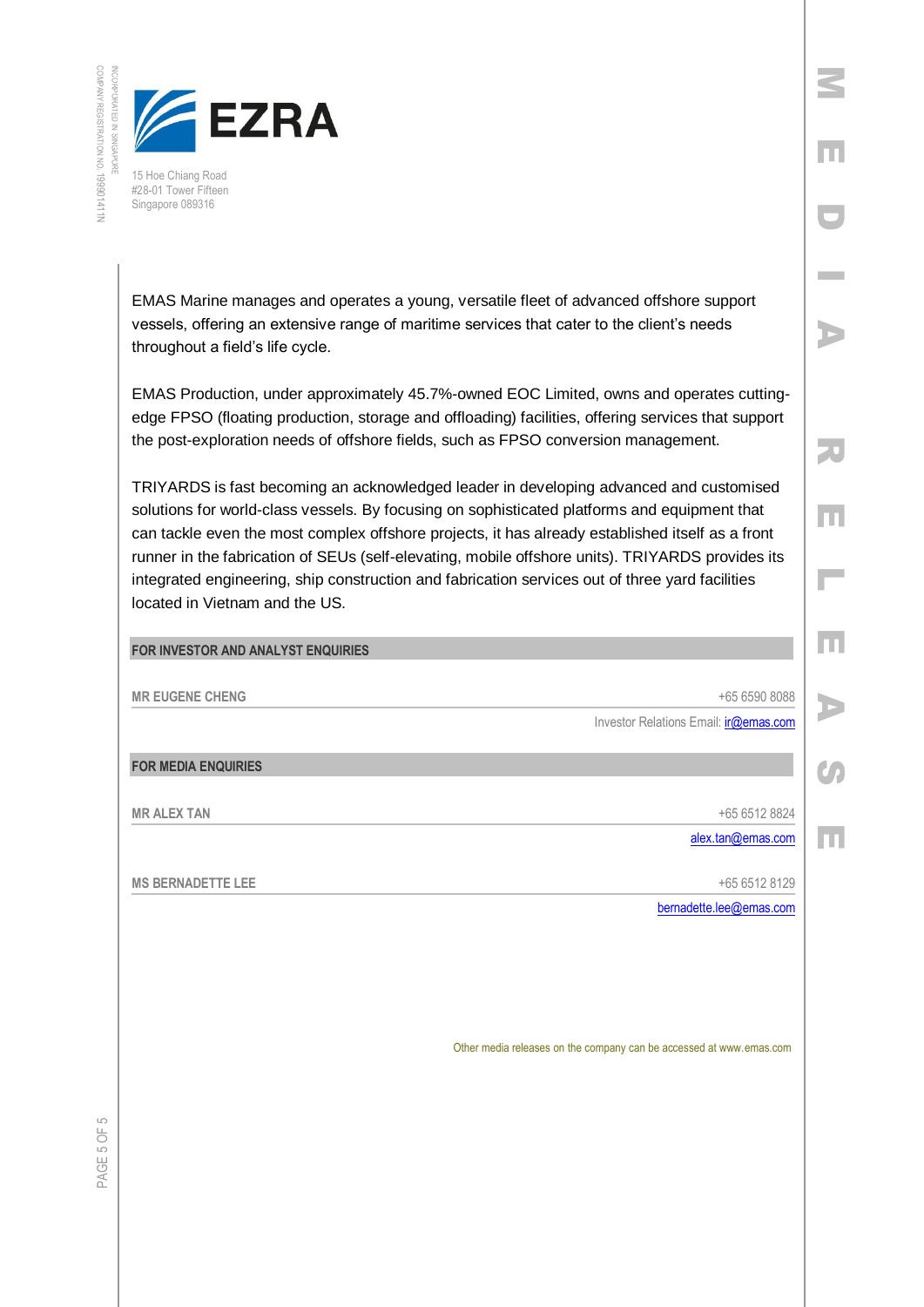EZRA

15 Hoe Chiang Road
#28-01 Tower Fifteen
Singapore 089316

EMAS Marine manages and operates a young, versatile fleet of advanced offshore support vessels, offering an extensive range of maritime services that cater to the client's needs throughout a field's life cycle.

EMAS Production, under approximately 45.7%-owned EOC Limited, owns and operates cutting-edge FPSO (floating production, storage and offloading) facilities, offering services that support the post-exploration needs of offshore fields, such as FPSO conversion management.

TRIYARDS is fast becoming an acknowledged leader in developing advanced and customised solutions for world-class vessels. By focusing on sophisticated platforms and equipment that can tackle even the most complex offshore projects, it has already established itself as a front runner in the fabrication of SEUs (self-elevating, mobile offshore units). TRIYARDS provides its integrated engineering, ship construction and fabrication services out of three yard facilities located in Vietnam and the US.

**FOR INVESTOR AND ANALYST ENQUIRIES**

**MR EUGENE CHENG** — +65 6590 8088
Investor Relations Email: ir@emas.com

**FOR MEDIA ENQUIRIES**

**MR ALEX TAN** — +65 6512 8824
alex.tan@emas.com

**MS BERNADETTE LEE** — +65 6512 8129
bernadette.lee@emas.com

Other media releases on the company can be accessed at www.emas.com